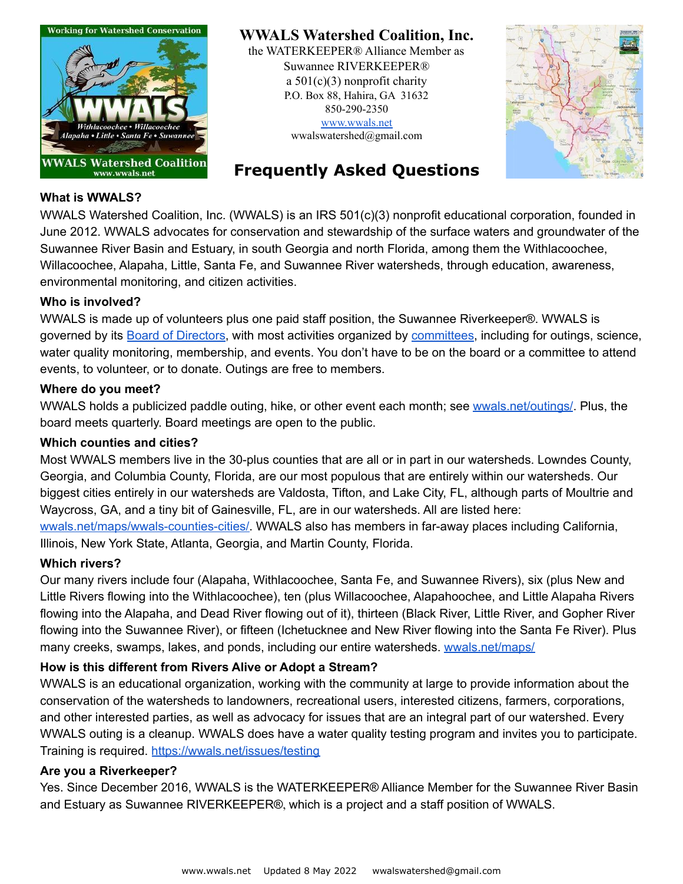# WWALS Watershed Coalition, Inc.

the WATERKEEPER® Alliance Member as
Suwannee RIVERKEEPER®
a 501(c)(3) nonprofit charity
P.O. Box 88, Hahira, GA 31632
850-290-2350
[www.wwals.net](http://www.wwals.net)
wwalswatershed@gmail.com

## Frequently Asked Questions

### What is WWALS?

WWALS Watershed Coalition, Inc. (WWALS) is an IRS 501(c)(3) nonprofit educational corporation, founded in June 2012. WWALS advocates for conservation and stewardship of the surface waters and groundwater of the Suwannee River Basin and Estuary, in south Georgia and north Florida, among them the Withlacoochee, Willacoochee, Alapaha, Little, Santa Fe, and Suwannee River watersheds, through education, awareness, environmental monitoring, and citizen activities.

### Who is involved?

WWALS is made up of volunteers plus one paid staff position, the Suwannee Riverkeeper®. WWALS is governed by its Board of Directors, with most activities organized by committees, including for outings, science, water quality monitoring, membership, and events. You don't have to be on the board or a committee to attend events, to volunteer, or to donate. Outings are free to members.

### Where do you meet?

WWALS holds a publicized paddle outing, hike, or other event each month; see wwals.net/outings/. Plus, the board meets quarterly. Board meetings are open to the public.

### Which counties and cities?

Most WWALS members live in the 30-plus counties that are all or in part in our watersheds. Lowndes County, Georgia, and Columbia County, Florida, are our most populous that are entirely within our watersheds. Our biggest cities entirely in our watersheds are Valdosta, Tifton, and Lake City, FL, although parts of Moultrie and Waycross, GA, and a tiny bit of Gainesville, FL, are in our watersheds. All are listed here: wwals.net/maps/wwals-counties-cities/. WWALS also has members in far-away places including California, Illinois, New York State, Atlanta, Georgia, and Martin County, Florida.

### Which rivers?

Our many rivers include four (Alapaha, Withlacoochee, Santa Fe, and Suwannee Rivers), six (plus New and Little Rivers flowing into the Withlacoochee), ten (plus Willacoochee, Alapahoochee, and Little Alapaha Rivers flowing into the Alapaha, and Dead River flowing out of it), thirteen (Black River, Little River, and Gopher River flowing into the Suwannee River), or fifteen (Ichetucknee and New River flowing into the Santa Fe River). Plus many creeks, swamps, lakes, and ponds, including our entire watersheds. wwals.net/maps/

### How is this different from Rivers Alive or Adopt a Stream?

WWALS is an educational organization, working with the community at large to provide information about the conservation of the watersheds to landowners, recreational users, interested citizens, farmers, corporations, and other interested parties, as well as advocacy for issues that are an integral part of our watershed. Every WWALS outing is a cleanup. WWALS does have a water quality testing program and invites you to participate. Training is required. https://wwals.net/issues/testing

### Are you a Riverkeeper?

Yes. Since December 2016, WWALS is the WATERKEEPER® Alliance Member for the Suwannee River Basin and Estuary as Suwannee RIVERKEEPER®, which is a project and a staff position of WWALS.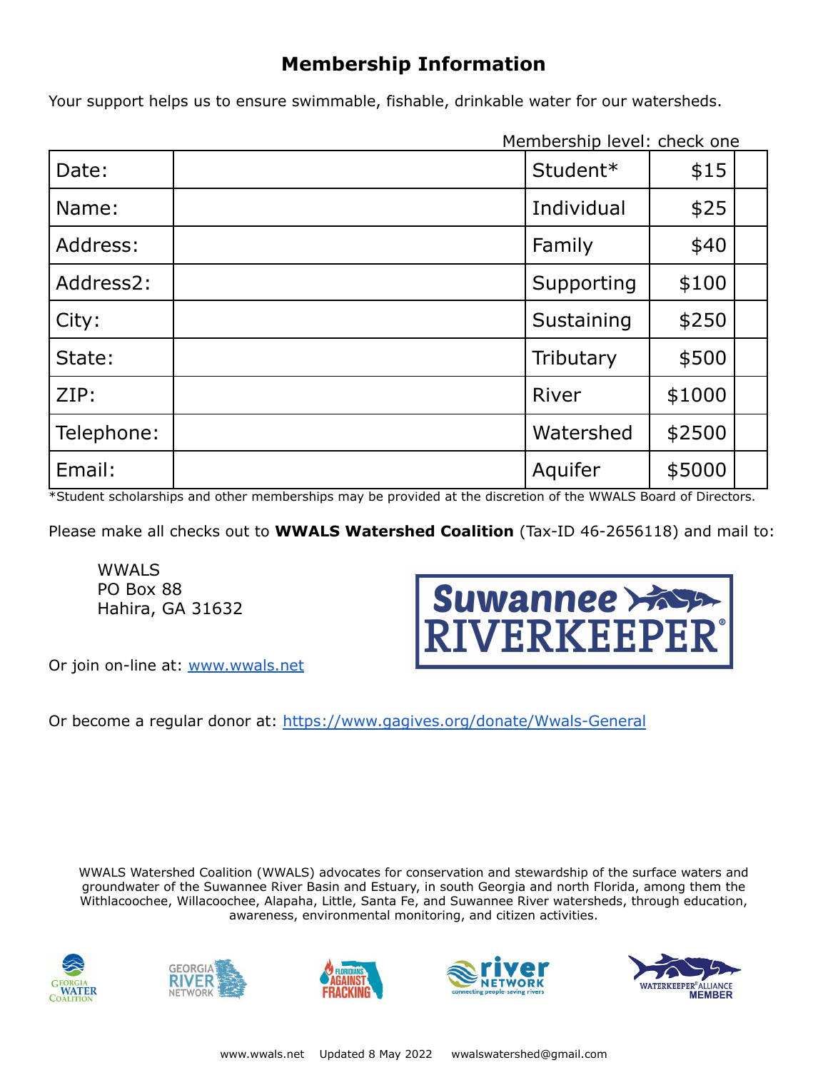## Membership Information

Your support helps us to ensure swimmable, fishable, drinkable water for our watersheds.

Membership level: check one

| | | | | |
|---|---|---|---|---|
| Date: | | Student* | $15 | |
| Name: | | Individual | $25 | |
| Address: | | Family | $40 | |
| Address2: | | Supporting | $100 | |
| City: | | Sustaining | $250 | |
| State: | | Tributary | $500 | |
| ZIP: | | River | $1000 | |
| Telephone: | | Watershed | $2500 | |
| Email: | | Aquifer | $5000 | |

*Student scholarships and other memberships may be provided at the discretion of the WWALS Board of Directors.

Please make all checks out to **WWALS Watershed Coalition** (Tax-ID 46-2656118) and mail to:

WWALS
PO Box 88
Hahira, GA 31632

Suwannee RIVERKEEPER®

Or join on-line at: www.wwals.net

Or become a regular donor at: https://www.gagives.org/donate/Wwals-General

WWALS Watershed Coalition (WWALS) advocates for conservation and stewardship of the surface waters and groundwater of the Suwannee River Basin and Estuary, in south Georgia and north Florida, among them the Withlacoochee, Willacoochee, Alapaha, Little, Santa Fe, and Suwannee River watersheds, through education, awareness, environmental monitoring, and citizen activities.

Georgia Water Coalition | Georgia River Network | Floridians Against Fracking | River Network connecting people·saving rivers | Waterkeeper® Alliance Member

www.wwals.net Updated 8 May 2022 wwalswatershed@gmail.com